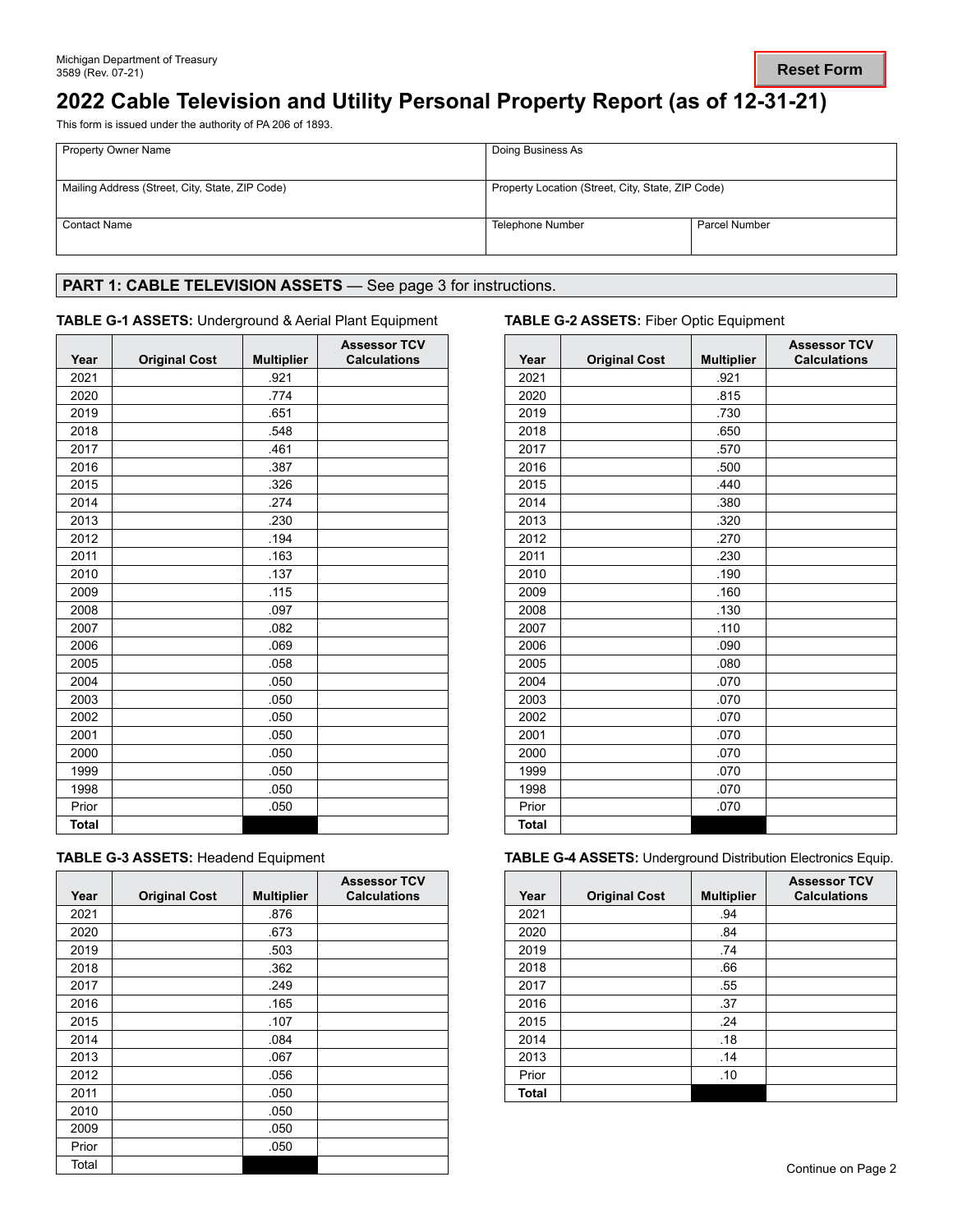Michigan Department of Treasury
3589 (Rev. 07-21)

Reset Form

# 2022 Cable Television and Utility Personal Property Report (as of 12-31-21)

This form is issued under the authority of PA 206 of 1893.

| Property Owner Name | Doing Business As | |
|---|---|---|
| Mailing Address (Street, City, State, ZIP Code) | Property Location (Street, City, State, ZIP Code) | |
| Contact Name | Telephone Number | Parcel Number |

## PART 1: CABLE TELEVISION ASSETS — See page 3 for instructions.

**TABLE G-1 ASSETS:** Underground & Aerial Plant Equipment

| Year | Original Cost | Multiplier | Assessor TCV Calculations |
|---|---|---|---|
| 2021 | | .921 | |
| 2020 | | .774 | |
| 2019 | | .651 | |
| 2018 | | .548 | |
| 2017 | | .461 | |
| 2016 | | .387 | |
| 2015 | | .326 | |
| 2014 | | .274 | |
| 2013 | | .230 | |
| 2012 | | .194 | |
| 2011 | | .163 | |
| 2010 | | .137 | |
| 2009 | | .115 | |
| 2008 | | .097 | |
| 2007 | | .082 | |
| 2006 | | .069 | |
| 2005 | | .058 | |
| 2004 | | .050 | |
| 2003 | | .050 | |
| 2002 | | .050 | |
| 2001 | | .050 | |
| 2000 | | .050 | |
| 1999 | | .050 | |
| 1998 | | .050 | |
| Prior | | .050 | |
| **Total** | | | |

**TABLE G-2 ASSETS:** Fiber Optic Equipment

| Year | Original Cost | Multiplier | Assessor TCV Calculations |
|---|---|---|---|
| 2021 | | .921 | |
| 2020 | | .815 | |
| 2019 | | .730 | |
| 2018 | | .650 | |
| 2017 | | .570 | |
| 2016 | | .500 | |
| 2015 | | .440 | |
| 2014 | | .380 | |
| 2013 | | .320 | |
| 2012 | | .270 | |
| 2011 | | .230 | |
| 2010 | | .190 | |
| 2009 | | .160 | |
| 2008 | | .130 | |
| 2007 | | .110 | |
| 2006 | | .090 | |
| 2005 | | .080 | |
| 2004 | | .070 | |
| 2003 | | .070 | |
| 2002 | | .070 | |
| 2001 | | .070 | |
| 2000 | | .070 | |
| 1999 | | .070 | |
| 1998 | | .070 | |
| Prior | | .070 | |
| **Total** | | | |

**TABLE G-3 ASSETS:** Headend Equipment

| Year | Original Cost | Multiplier | Assessor TCV Calculations |
|---|---|---|---|
| 2021 | | .876 | |
| 2020 | | .673 | |
| 2019 | | .503 | |
| 2018 | | .362 | |
| 2017 | | .249 | |
| 2016 | | .165 | |
| 2015 | | .107 | |
| 2014 | | .084 | |
| 2013 | | .067 | |
| 2012 | | .056 | |
| 2011 | | .050 | |
| 2010 | | .050 | |
| 2009 | | .050 | |
| Prior | | .050 | |
| Total | | | |

**TABLE G-4 ASSETS:** Underground Distribution Electronics Equip.

| Year | Original Cost | Multiplier | Assessor TCV Calculations |
|---|---|---|---|
| 2021 | | .94 | |
| 2020 | | .84 | |
| 2019 | | .74 | |
| 2018 | | .66 | |
| 2017 | | .55 | |
| 2016 | | .37 | |
| 2015 | | .24 | |
| 2014 | | .18 | |
| 2013 | | .14 | |
| Prior | | .10 | |
| **Total** | | | |

Continue on Page 2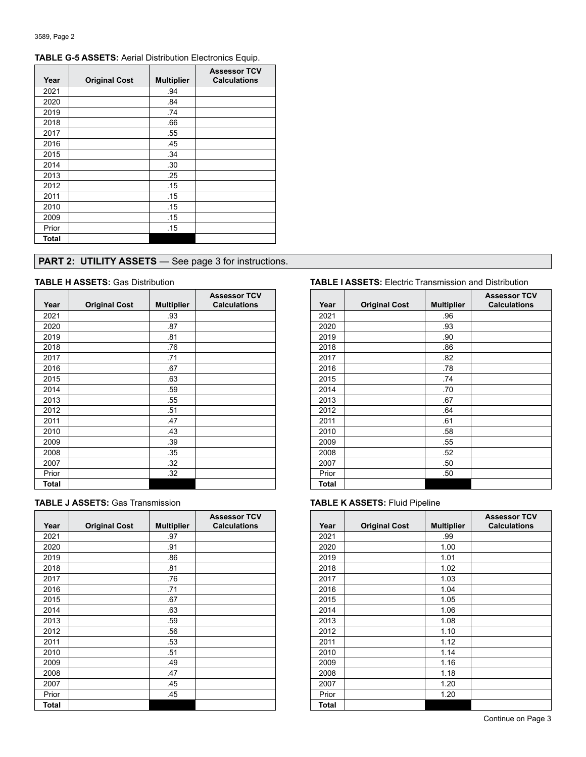**TABLE G-5 ASSETS:** Aerial Distribution Electronics Equip.

| Year | Original Cost | Multiplier | Assessor TCV Calculations |
|---|---|---|---|
| 2021 | | .94 | |
| 2020 | | .84 | |
| 2019 | | .74 | |
| 2018 | | .66 | |
| 2017 | | .55 | |
| 2016 | | .45 | |
| 2015 | | .34 | |
| 2014 | | .30 | |
| 2013 | | .25 | |
| 2012 | | .15 | |
| 2011 | | .15 | |
| 2010 | | .15 | |
| 2009 | | .15 | |
| Prior | | .15 | |
| **Total** | | | |

## PART 2: UTILITY ASSETS — See page 3 for instructions.

**TABLE H ASSETS:** Gas Distribution

| Year | Original Cost | Multiplier | Assessor TCV Calculations |
|---|---|---|---|
| 2021 | | .93 | |
| 2020 | | .87 | |
| 2019 | | .81 | |
| 2018 | | .76 | |
| 2017 | | .71 | |
| 2016 | | .67 | |
| 2015 | | .63 | |
| 2014 | | .59 | |
| 2013 | | .55 | |
| 2012 | | .51 | |
| 2011 | | .47 | |
| 2010 | | .43 | |
| 2009 | | .39 | |
| 2008 | | .35 | |
| 2007 | | .32 | |
| Prior | | .32 | |
| **Total** | | | |

**TABLE I ASSETS:** Electric Transmission and Distribution

| Year | Original Cost | Multiplier | Assessor TCV Calculations |
|---|---|---|---|
| 2021 | | .96 | |
| 2020 | | .93 | |
| 2019 | | .90 | |
| 2018 | | .86 | |
| 2017 | | .82 | |
| 2016 | | .78 | |
| 2015 | | .74 | |
| 2014 | | .70 | |
| 2013 | | .67 | |
| 2012 | | .64 | |
| 2011 | | .61 | |
| 2010 | | .58 | |
| 2009 | | .55 | |
| 2008 | | .52 | |
| 2007 | | .50 | |
| Prior | | .50 | |
| **Total** | | | |

**TABLE J ASSETS:** Gas Transmission

| Year | Original Cost | Multiplier | Assessor TCV Calculations |
|---|---|---|---|
| 2021 | | .97 | |
| 2020 | | .91 | |
| 2019 | | .86 | |
| 2018 | | .81 | |
| 2017 | | .76 | |
| 2016 | | .71 | |
| 2015 | | .67 | |
| 2014 | | .63 | |
| 2013 | | .59 | |
| 2012 | | .56 | |
| 2011 | | .53 | |
| 2010 | | .51 | |
| 2009 | | .49 | |
| 2008 | | .47 | |
| 2007 | | .45 | |
| Prior | | .45 | |
| **Total** | | | |

**TABLE K ASSETS:** Fluid Pipeline

| Year | Original Cost | Multiplier | Assessor TCV Calculations |
|---|---|---|---|
| 2021 | | .99 | |
| 2020 | | 1.00 | |
| 2019 | | 1.01 | |
| 2018 | | 1.02 | |
| 2017 | | 1.03 | |
| 2016 | | 1.04 | |
| 2015 | | 1.05 | |
| 2014 | | 1.06 | |
| 2013 | | 1.08 | |
| 2012 | | 1.10 | |
| 2011 | | 1.12 | |
| 2010 | | 1.14 | |
| 2009 | | 1.16 | |
| 2008 | | 1.18 | |
| 2007 | | 1.20 | |
| Prior | | 1.20 | |
| **Total** | | | |

Continue on Page 3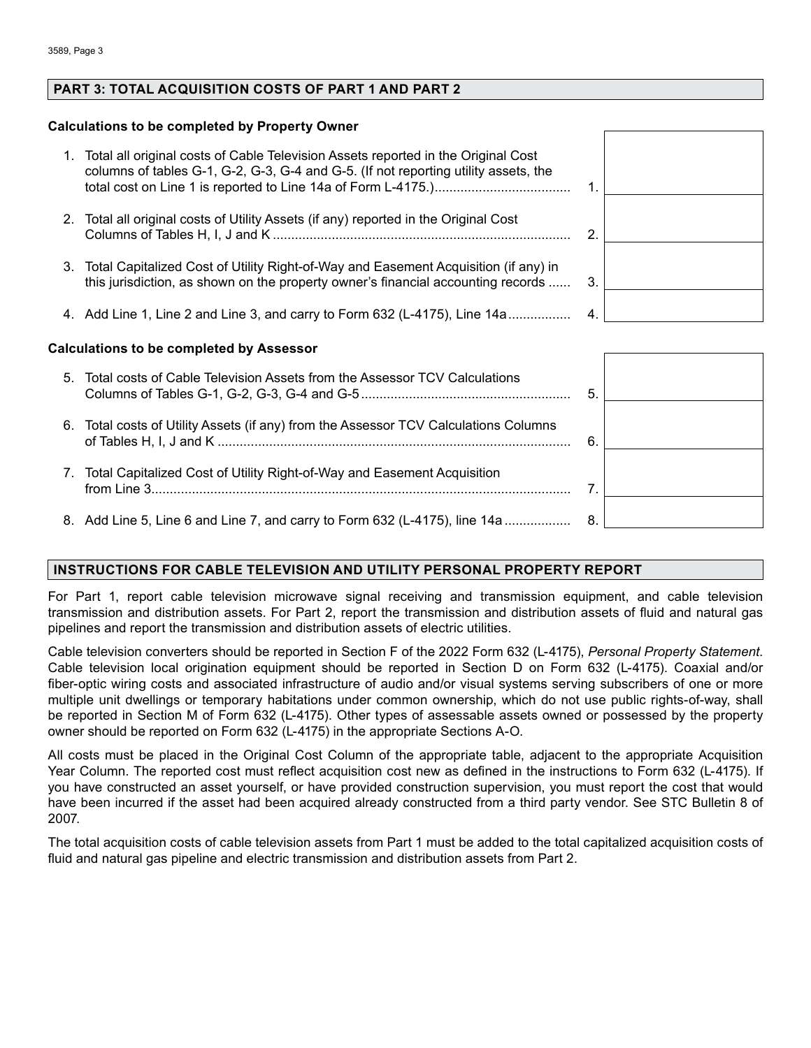## PART 3: TOTAL ACQUISITION COSTS OF PART 1 AND PART 2

**Calculations to be completed by Property Owner**

| | | |
|---|---|---|
| 1. Total all original costs of Cable Television Assets reported in the Original Cost columns of tables G-1, G-2, G-3, G-4 and G-5. (If not reporting utility assets, the total cost on Line 1 is reported to Line 14a of Form L-4175.) | 1. | |
| 2. Total all original costs of Utility Assets (if any) reported in the Original Cost Columns of Tables H, I, J and K | 2. | |
| 3. Total Capitalized Cost of Utility Right-of-Way and Easement Acquisition (if any) in this jurisdiction, as shown on the property owner's financial accounting records | 3. | |
| 4. Add Line 1, Line 2 and Line 3, and carry to Form 632 (L-4175), Line 14a | 4. | |

**Calculations to be completed by Assessor**

| | | |
|---|---|---|
| 5. Total costs of Cable Television Assets from the Assessor TCV Calculations Columns of Tables G-1, G-2, G-3, G-4 and G-5 | 5. | |
| 6. Total costs of Utility Assets (if any) from the Assessor TCV Calculations Columns of Tables H, I, J and K | 6. | |
| 7. Total Capitalized Cost of Utility Right-of-Way and Easement Acquisition from Line 3 | 7. | |
| 8. Add Line 5, Line 6 and Line 7, and carry to Form 632 (L-4175), line 14a | 8. | |

## INSTRUCTIONS FOR CABLE TELEVISION AND UTILITY PERSONAL PROPERTY REPORT

For Part 1, report cable television microwave signal receiving and transmission equipment, and cable television transmission and distribution assets. For Part 2, report the transmission and distribution assets of fluid and natural gas pipelines and report the transmission and distribution assets of electric utilities.

Cable television converters should be reported in Section F of the 2022 Form 632 (L-4175), *Personal Property Statement*. Cable television local origination equipment should be reported in Section D on Form 632 (L-4175). Coaxial and/or fiber-optic wiring costs and associated infrastructure of audio and/or visual systems serving subscribers of one or more multiple unit dwellings or temporary habitations under common ownership, which do not use public rights-of-way, shall be reported in Section M of Form 632 (L-4175). Other types of assessable assets owned or possessed by the property owner should be reported on Form 632 (L-4175) in the appropriate Sections A-O.

All costs must be placed in the Original Cost Column of the appropriate table, adjacent to the appropriate Acquisition Year Column. The reported cost must reflect acquisition cost new as defined in the instructions to Form 632 (L-4175). If you have constructed an asset yourself, or have provided construction supervision, you must report the cost that would have been incurred if the asset had been acquired already constructed from a third party vendor. See STC Bulletin 8 of 2007.

The total acquisition costs of cable television assets from Part 1 must be added to the total capitalized acquisition costs of fluid and natural gas pipeline and electric transmission and distribution assets from Part 2.